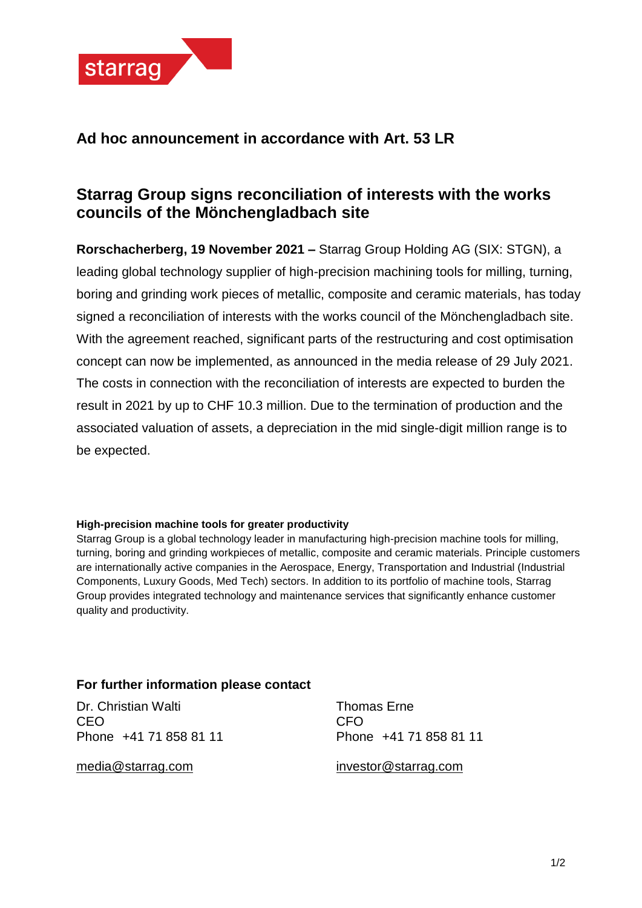## Ad hoc announcement in accordance with Art. 53 LR

# Starrag Group signs reconciliation of interests with the works councils of the Mönchengladbach site

**Rorschacherberg, 19 November 2021 –** Starrag Group Holding AG (SIX: STGN), a leading global technology supplier of high-precision machining tools for milling, turning, boring and grinding work pieces of metallic, composite and ceramic materials, has today signed a reconciliation of interests with the works council of the Mönchengladbach site. With the agreement reached, significant parts of the restructuring and cost optimisation concept can now be implemented, as announced in the media release of 29 July 2021. The costs in connection with the reconciliation of interests are expected to burden the result in 2021 by up to CHF 10.3 million. Due to the termination of production and the associated valuation of assets, a depreciation in the mid single-digit million range is to be expected.

**High-precision machine tools for greater productivity**

Starrag Group is a global technology leader in manufacturing high-precision machine tools for milling, turning, boring and grinding workpieces of metallic, composite and ceramic materials. Principle customers are internationally active companies in the Aerospace, Energy, Transportation and Industrial (Industrial Components, Luxury Goods, Med Tech) sectors. In addition to its portfolio of machine tools, Starrag Group provides integrated technology and maintenance services that significantly enhance customer quality and productivity.

### For further information please contact

Dr. Christian Walti
CEO
Phone +41 71 858 81 11

media@starrag.com

Thomas Erne
CFO
Phone +41 71 858 81 11

investor@starrag.com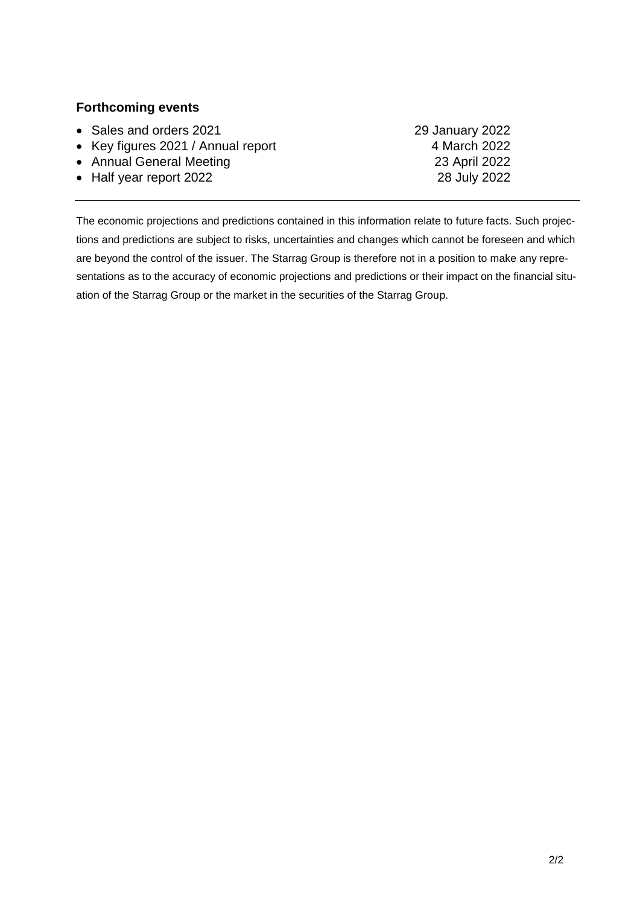## Forthcoming events

| | |
|---|---|
| • Sales and orders 2021 | 29 January 2022 |
| • Key figures 2021 / Annual report | 4 March 2022 |
| • Annual General Meeting | 23 April 2022 |
| • Half year report 2022 | 28 July 2022 |

---

The economic projections and predictions contained in this information relate to future facts. Such projections and predictions are subject to risks, uncertainties and changes which cannot be foreseen and which are beyond the control of the issuer. The Starrag Group is therefore not in a position to make any representations as to the accuracy of economic projections and predictions or their impact on the financial situation of the Starrag Group or the market in the securities of the Starrag Group.